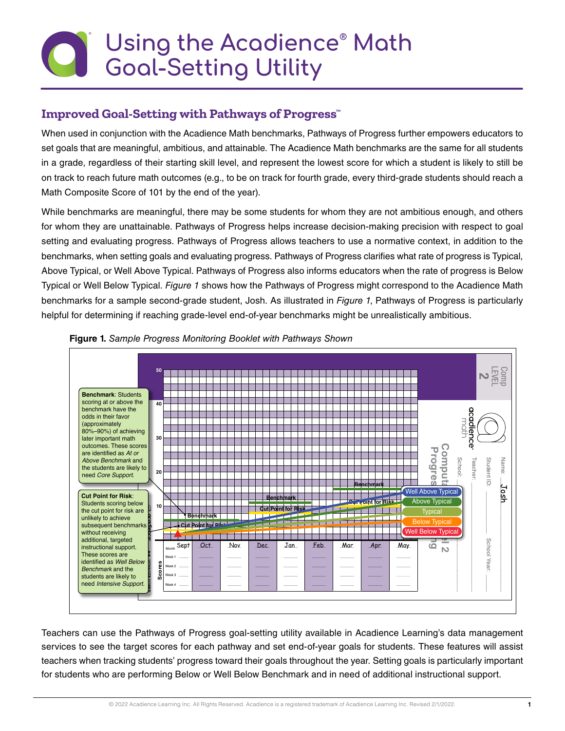# Using the Acadience® Math Goal-Setting Utility

## Improved Goal-Setting with Pathways of Progress™

When used in conjunction with the Acadience Math benchmarks, Pathways of Progress further empowers educators to set goals that are meaningful, ambitious, and attainable. The Acadience Math benchmarks are the same for all students in a grade, regardless of their starting skill level, and represent the lowest score for which a student is likely to still be on track to reach future math outcomes (e.g., to be on track for fourth grade, every third-grade students should reach a Math Composite Score of 101 by the end of the year).

While benchmarks are meaningful, there may be some students for whom they are not ambitious enough, and others for whom they are unattainable. Pathways of Progress helps increase decision-making precision with respect to goal setting and evaluating progress. Pathways of Progress allows teachers to use a normative context, in addition to the benchmarks, when setting goals and evaluating progress. Pathways of Progress clarifies what rate of progress is Typical, Above Typical, or Well Above Typical. Pathways of Progress also informs educators when the rate of progress is Below Typical or Well Below Typical. *Figure 1* shows how the Pathways of Progress might correspond to the Acadience Math benchmarks for a sample second-grade student, Josh. As illustrated in *Figure 1*, Pathways of Progress is particularly helpful for determining if reaching grade-level end-of-year benchmarks might be unrealistically ambitious.

**Figure 1.** *Sample Progress Monitoring Booklet with Pathways Shown*

**Benchmark**: Students scoring at or above the benchmark have the odds in their favor (approximately 80%–90%) of achieving later important math outcomes. These scores are identified as *At or Above Benchmark* and the students are likely to need *Core Support*.

**Cut Point for Risk**: Students scoring below the cut point for risk are unlikely to achieve subsequent benchmarks without receiving additional, targeted instructional support. These scores are identified as *Well Below Benchmark* and the students are likely to need *Intensive Support*.

Teachers can use the Pathways of Progress goal-setting utility available in Acadience Learning's data management services to see the target scores for each pathway and set end-of-year goals for students. These features will assist teachers when tracking students' progress toward their goals throughout the year. Setting goals is particularly important for students who are performing Below or Well Below Benchmark and in need of additional instructional support.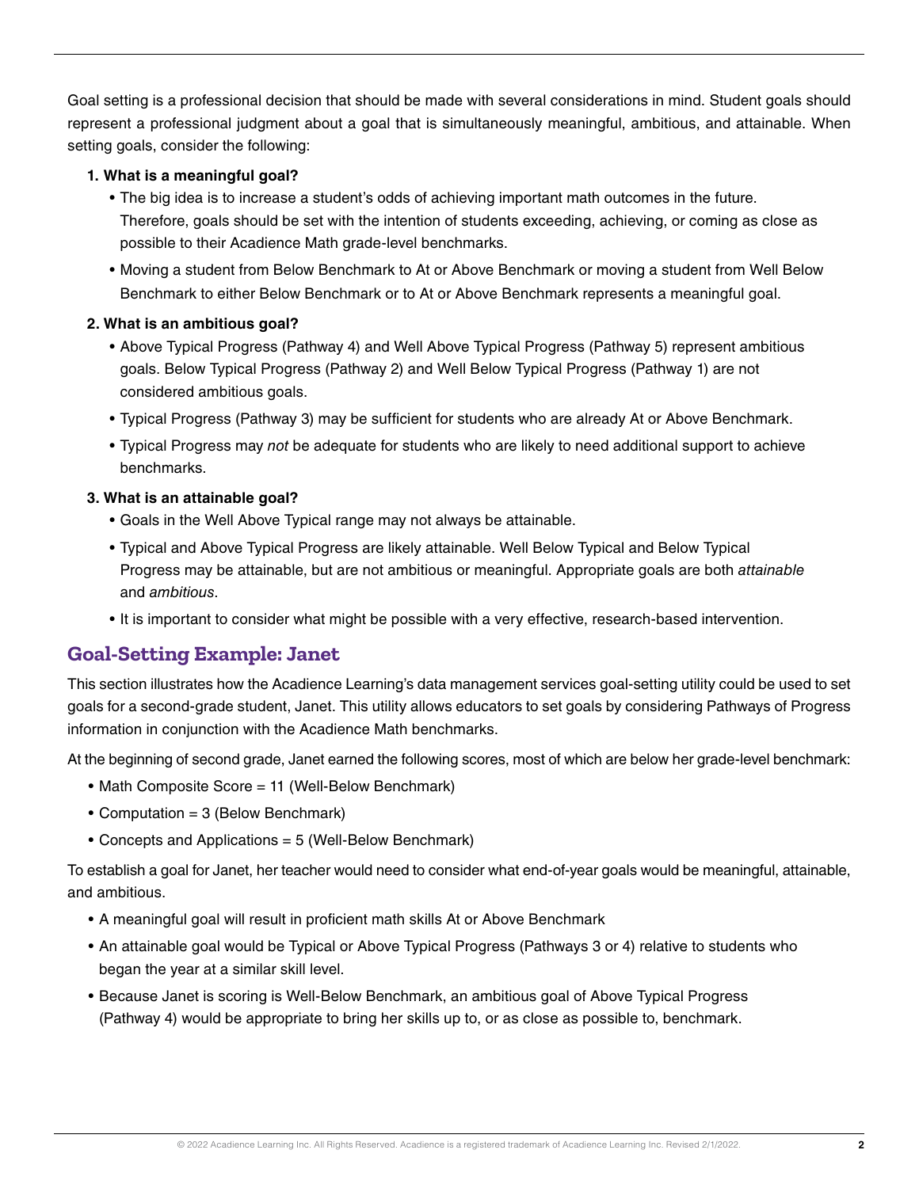Goal setting is a professional decision that should be made with several considerations in mind. Student goals should represent a professional judgment about a goal that is simultaneously meaningful, ambitious, and attainable. When setting goals, consider the following:

1. **What is a meaningful goal?**
   - The big idea is to increase a student's odds of achieving important math outcomes in the future. Therefore, goals should be set with the intention of students exceeding, achieving, or coming as close as possible to their Acadience Math grade-level benchmarks.
   - Moving a student from Below Benchmark to At or Above Benchmark or moving a student from Well Below Benchmark to either Below Benchmark or to At or Above Benchmark represents a meaningful goal.
2. **What is an ambitious goal?**
   - Above Typical Progress (Pathway 4) and Well Above Typical Progress (Pathway 5) represent ambitious goals. Below Typical Progress (Pathway 2) and Well Below Typical Progress (Pathway 1) are not considered ambitious goals.
   - Typical Progress (Pathway 3) may be sufficient for students who are already At or Above Benchmark.
   - Typical Progress may *not* be adequate for students who are likely to need additional support to achieve benchmarks.
3. **What is an attainable goal?**
   - Goals in the Well Above Typical range may not always be attainable.
   - Typical and Above Typical Progress are likely attainable. Well Below Typical and Below Typical Progress may be attainable, but are not ambitious or meaningful. Appropriate goals are both *attainable* and *ambitious*.
   - It is important to consider what might be possible with a very effective, research-based intervention.

## Goal-Setting Example: Janet

This section illustrates how the Acadience Learning's data management services goal-setting utility could be used to set goals for a second-grade student, Janet. This utility allows educators to set goals by considering Pathways of Progress information in conjunction with the Acadience Math benchmarks.

At the beginning of second grade, Janet earned the following scores, most of which are below her grade-level benchmark:

- Math Composite Score = 11 (Well-Below Benchmark)
- Computation = 3 (Below Benchmark)
- Concepts and Applications = 5 (Well-Below Benchmark)

To establish a goal for Janet, her teacher would need to consider what end-of-year goals would be meaningful, attainable, and ambitious.

- A meaningful goal will result in proficient math skills At or Above Benchmark
- An attainable goal would be Typical or Above Typical Progress (Pathways 3 or 4) relative to students who began the year at a similar skill level.
- Because Janet is scoring is Well-Below Benchmark, an ambitious goal of Above Typical Progress (Pathway 4) would be appropriate to bring her skills up to, or as close as possible to, benchmark.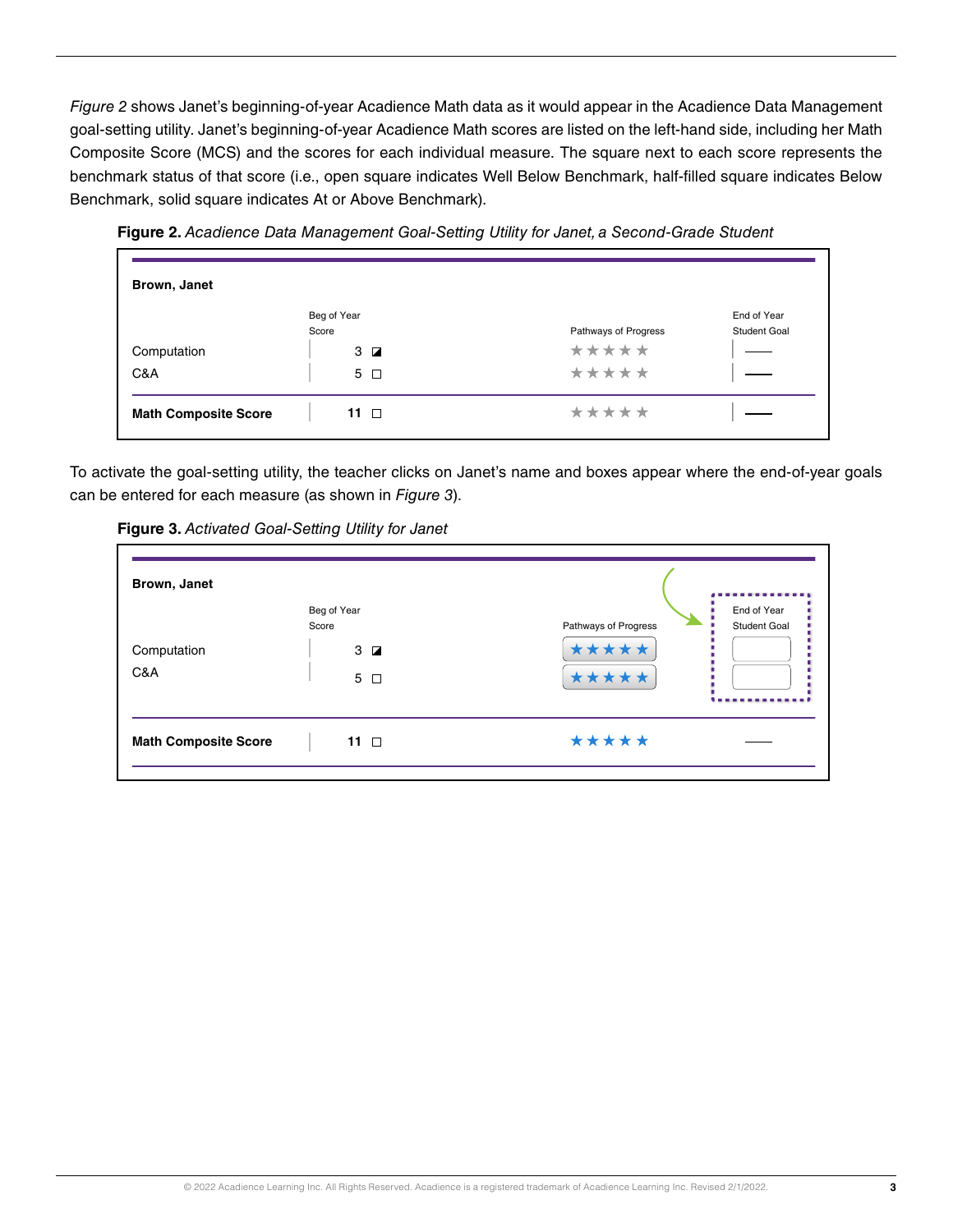*Figure 2* shows Janet's beginning-of-year Acadience Math data as it would appear in the Acadience Data Management goal-setting utility. Janet's beginning-of-year Acadience Math scores are listed on the left-hand side, including her Math Composite Score (MCS) and the scores for each individual measure. The square next to each score represents the benchmark status of that score (i.e., open square indicates Well Below Benchmark, half-filled square indicates Below Benchmark, solid square indicates At or Above Benchmark).

**Figure 2.** *Acadience Data Management Goal-Setting Utility for Janet, a Second-Grade Student*

**Brown, Janet**

| | Beg of Year Score | Pathways of Progress | End of Year Student Goal |
|---|---|---|---|
| Computation | 3 ◪ | ★★★★★ | — |
| C&A | 5 □ | ★★★★★ | — |
| **Math Composite Score** | **11** □ | ★★★★★ | — |

To activate the goal-setting utility, the teacher clicks on Janet's name and boxes appear where the end-of-year goals can be entered for each measure (as shown in *Figure 3*).

**Figure 3.** *Activated Goal-Setting Utility for Janet*

**Brown, Janet**

| | Beg of Year Score | Pathways of Progress | End of Year Student Goal |
|---|---|---|---|
| Computation | 3 ◪ | ★★★★★ | [ ] |
| C&A | 5 □ | ★★★★★ | [ ] |
| **Math Composite Score** | **11** □ | ★★★★★ | — |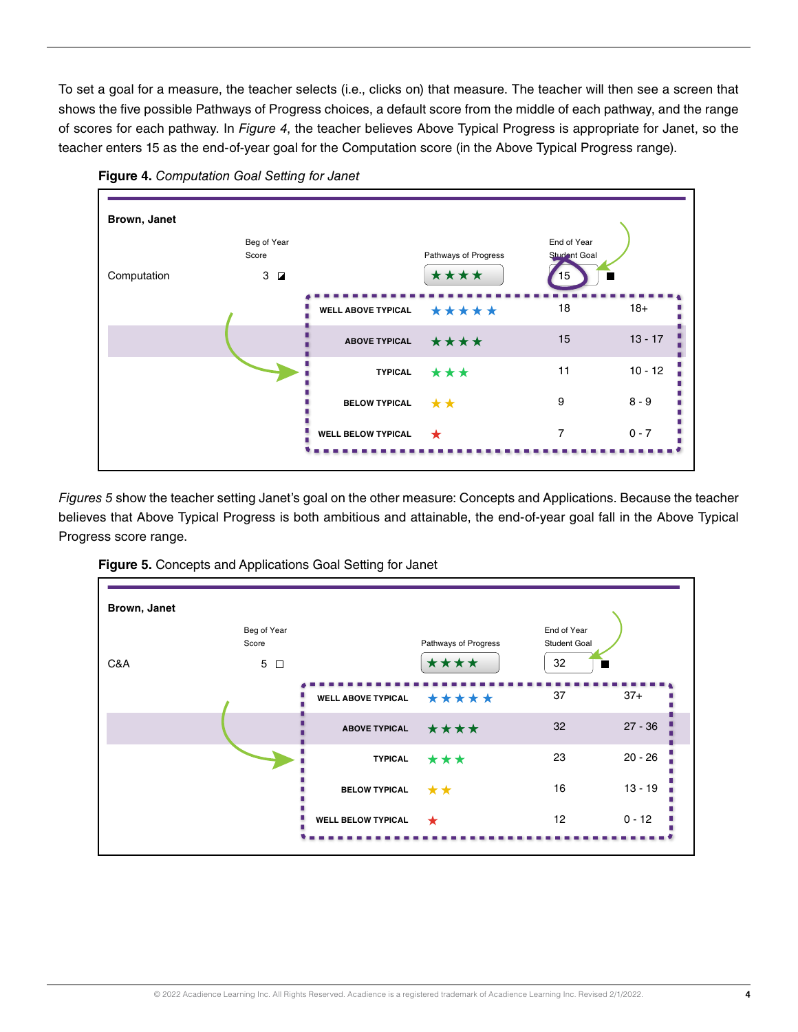To set a goal for a measure, the teacher selects (i.e., clicks on) that measure. The teacher will then see a screen that shows the five possible Pathways of Progress choices, a default score from the middle of each pathway, and the range of scores for each pathway. In *Figure 4*, the teacher believes Above Typical Progress is appropriate for Janet, so the teacher enters 15 as the end-of-year goal for the Computation score (in the Above Typical Progress range).

**Figure 4.** *Computation Goal Setting for Janet*

**Brown, Janet**

| | Beg of Year Score | Pathways of Progress | End of Year Student Goal | |
|---|---|---|---|---|
| Computation | 3 | ★★★★ | 15 | |
| | | WELL ABOVE TYPICAL ★★★★★ | 18 | 18+ |
| | | ABOVE TYPICAL ★★★★ | 15 | 13 - 17 |
| | | TYPICAL ★★★ | 11 | 10 - 12 |
| | | BELOW TYPICAL ★★ | 9 | 8 - 9 |
| | | WELL BELOW TYPICAL ★ | 7 | 0 - 7 |

*Figures 5* show the teacher setting Janet's goal on the other measure: Concepts and Applications. Because the teacher believes that Above Typical Progress is both ambitious and attainable, the end-of-year goal fall in the Above Typical Progress score range.

**Figure 5.** Concepts and Applications Goal Setting for Janet

**Brown, Janet**

| | Beg of Year Score | Pathways of Progress | End of Year Student Goal | |
|---|---|---|---|---|
| C&A | 5 | ★★★★ | 32 | |
| | | WELL ABOVE TYPICAL ★★★★★ | 37 | 37+ |
| | | ABOVE TYPICAL ★★★★ | 32 | 27 - 36 |
| | | TYPICAL ★★★ | 23 | 20 - 26 |
| | | BELOW TYPICAL ★★ | 16 | 13 - 19 |
| | | WELL BELOW TYPICAL ★ | 12 | 0 - 12 |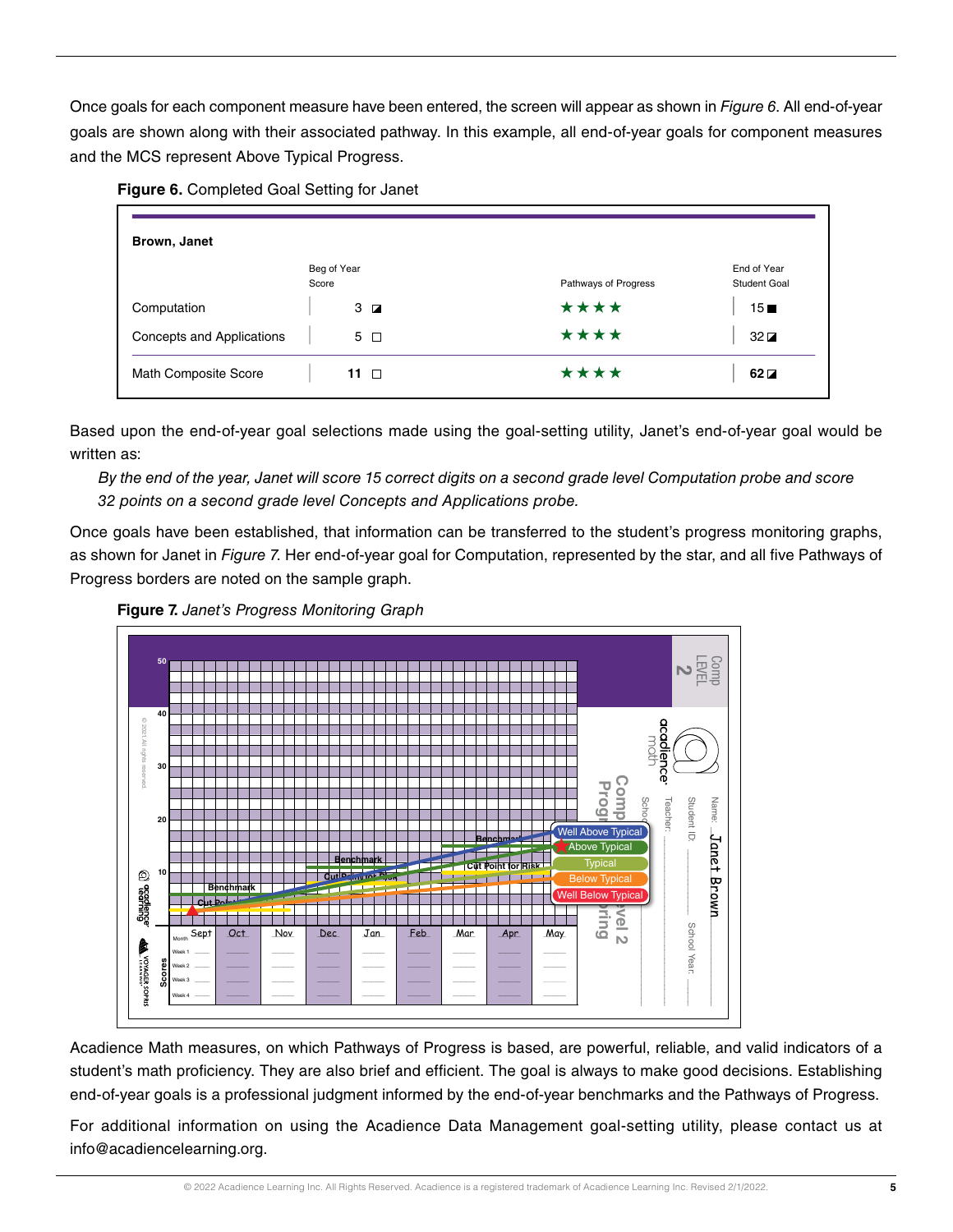Once goals for each component measure have been entered, the screen will appear as shown in *Figure 6*. All end-of-year goals are shown along with their associated pathway. In this example, all end-of-year goals for component measures and the MCS represent Above Typical Progress.

**Figure 6.** Completed Goal Setting for Janet

**Brown, Janet**

| | Beg of Year Score | Pathways of Progress | End of Year Student Goal |
|---|---|---|---|
| Computation | 3 | ★★★★ | 15 |
| Concepts and Applications | 5 | ★★★★ | 32 |
| Math Composite Score | **11** | ★★★★ | **62** |

Based upon the end-of-year goal selections made using the goal-setting utility, Janet's end-of-year goal would be written as:

*By the end of the year, Janet will score 15 correct digits on a second grade level Computation probe and score 32 points on a second grade level Concepts and Applications probe.*

Once goals have been established, that information can be transferred to the student's progress monitoring graphs, as shown for Janet in *Figure 7*. Her end-of-year goal for Computation, represented by the star, and all five Pathways of Progress borders are noted on the sample graph.

**Figure 7.** *Janet's Progress Monitoring Graph*

Comp LEVEL 2

acadience math

Name: Janet Brown

Student ID:

School Year:

Teacher:

School:

Comp Level 2 Progress Monitoring

50

40

30

20

10

Benchmark

Cut Point for Risk

Benchmark

Cut Point for Risk

Benchmark

Cut Point for Risk

Well Above Typical

Above Typical

Typical

Below Typical

Well Below Typical

Month Sept Oct Nov Dec Jan Feb Mar Apr May

Week 1

Week 2

Week 3

Week 4

Scores

© 2021 All rights reserved.

acadience learning

VOYAGER SOPRIS LEARNING

Acadience Math measures, on which Pathways of Progress is based, are powerful, reliable, and valid indicators of a student's math proficiency. They are also brief and efficient. The goal is always to make good decisions. Establishing end-of-year goals is a professional judgment informed by the end-of-year benchmarks and the Pathways of Progress.

For additional information on using the Acadience Data Management goal-setting utility, please contact us at info@acadiencelearning.org.